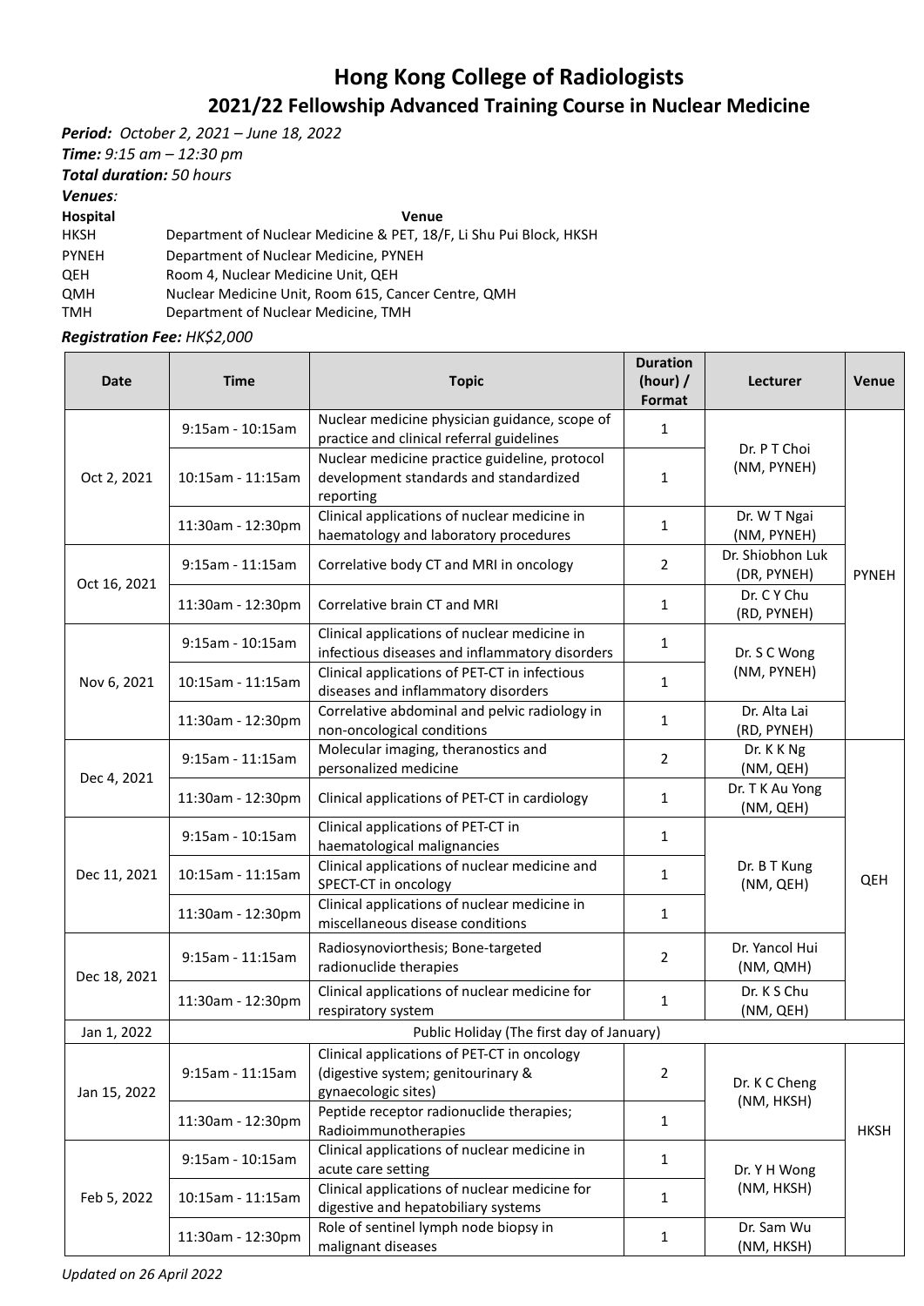# Hong Kong College of Radiologists

## 2021/22 Fellowship Advanced Training Course in Nuclear Medicine

***Period:*** *October 2, 2021 – June 18, 2022*
***Time:*** *9:15 am – 12:30 pm*
***Total duration:*** *50 hours*
***Venues:***

| **Hospital** | **Venue** |
|---|---|
| HKSH | Department of Nuclear Medicine & PET, 18/F, Li Shu Pui Block, HKSH |
| PYNEH | Department of Nuclear Medicine, PYNEH |
| QEH | Room 4, Nuclear Medicine Unit, QEH |
| QMH | Nuclear Medicine Unit, Room 615, Cancer Centre, QMH |
| TMH | Department of Nuclear Medicine, TMH |

***Registration Fee:*** *HK$2,000*

| Date | Time | Topic | Duration (hour) / Format | Lecturer | Venue |
|---|---|---|---|---|---|
| Oct 2, 2021 | 9:15am - 10:15am | Nuclear medicine physician guidance, scope of practice and clinical referral guidelines | 1 | Dr. P T Choi (NM, PYNEH) | PYNEH |
| | 10:15am - 11:15am | Nuclear medicine practice guideline, protocol development standards and standardized reporting | 1 | | |
| | 11:30am - 12:30pm | Clinical applications of nuclear medicine in haematology and laboratory procedures | 1 | Dr. W T Ngai (NM, PYNEH) | |
| Oct 16, 2021 | 9:15am - 11:15am | Correlative body CT and MRI in oncology | 2 | Dr. Shiobhon Luk (DR, PYNEH) | |
| | 11:30am - 12:30pm | Correlative brain CT and MRI | 1 | Dr. C Y Chu (RD, PYNEH) | |
| Nov 6, 2021 | 9:15am - 10:15am | Clinical applications of nuclear medicine in infectious diseases and inflammatory disorders | 1 | Dr. S C Wong (NM, PYNEH) | |
| | 10:15am - 11:15am | Clinical applications of PET-CT in infectious diseases and inflammatory disorders | 1 | | |
| | 11:30am - 12:30pm | Correlative abdominal and pelvic radiology in non-oncological conditions | 1 | Dr. Alta Lai (RD, PYNEH) | |
| Dec 4, 2021 | 9:15am - 11:15am | Molecular imaging, theranostics and personalized medicine | 2 | Dr. K K Ng (NM, QEH) | QEH |
| | 11:30am - 12:30pm | Clinical applications of PET-CT in cardiology | 1 | Dr. T K Au Yong (NM, QEH) | |
| Dec 11, 2021 | 9:15am - 10:15am | Clinical applications of PET-CT in haematological malignancies | 1 | Dr. B T Kung (NM, QEH) | |
| | 10:15am - 11:15am | Clinical applications of nuclear medicine and SPECT-CT in oncology | 1 | | |
| | 11:30am - 12:30pm | Clinical applications of nuclear medicine in miscellaneous disease conditions | 1 | | |
| Dec 18, 2021 | 9:15am - 11:15am | Radiosynoviorthesis; Bone-targeted radionuclide therapies | 2 | Dr. Yancol Hui (NM, QMH) | |
| | 11:30am - 12:30pm | Clinical applications of nuclear medicine for respiratory system | 1 | Dr. K S Chu (NM, QEH) | |
| Jan 1, 2022 | Public Holiday (The first day of January) | | | | |
| Jan 15, 2022 | 9:15am - 11:15am | Clinical applications of PET-CT in oncology (digestive system; genitourinary & gynaecologic sites) | 2 | Dr. K C Cheng (NM, HKSH) | HKSH |
| | 11:30am - 12:30pm | Peptide receptor radionuclide therapies; Radioimmunotherapies | 1 | | |
| Feb 5, 2022 | 9:15am - 10:15am | Clinical applications of nuclear medicine in acute care setting | 1 | Dr. Y H Wong (NM, HKSH) | |
| | 10:15am - 11:15am | Clinical applications of nuclear medicine for digestive and hepatobiliary systems | 1 | | |
| | 11:30am - 12:30pm | Role of sentinel lymph node biopsy in malignant diseases | 1 | Dr. Sam Wu (NM, HKSH) | |

*Updated on 26 April 2022*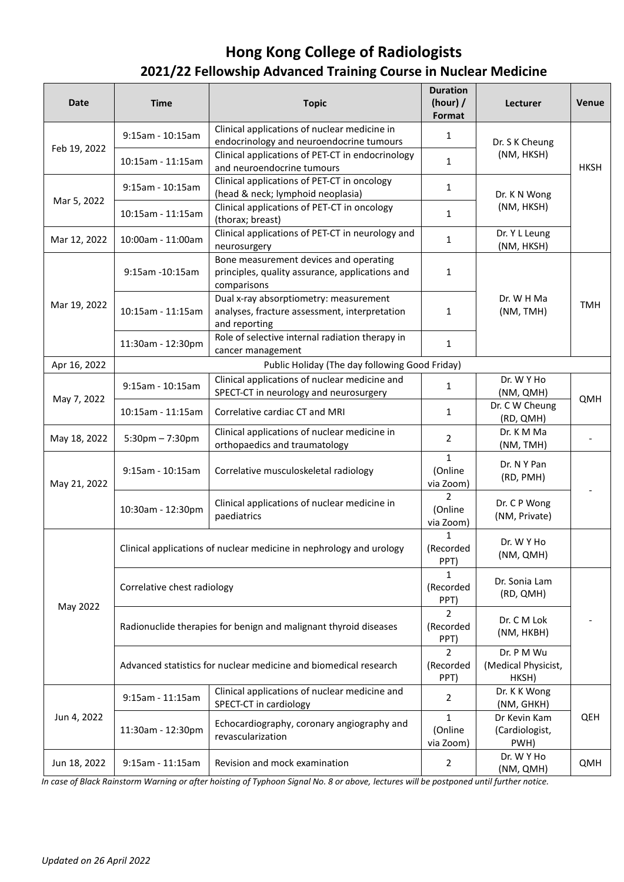# Hong Kong College of Radiologists

## 2021/22 Fellowship Advanced Training Course in Nuclear Medicine

| Date | Time | Topic | Duration (hour) / Format | Lecturer | Venue |
|---|---|---|---|---|---|
| Feb 19, 2022 | 9:15am - 10:15am | Clinical applications of nuclear medicine in endocrinology and neuroendocrine tumours | 1 | Dr. S K Cheung (NM, HKSH) | HKSH |
| | 10:15am - 11:15am | Clinical applications of PET-CT in endocrinology and neuroendocrine tumours | 1 | | |
| Mar 5, 2022 | 9:15am - 10:15am | Clinical applications of PET-CT in oncology (head & neck; lymphoid neoplasia) | 1 | Dr. K N Wong (NM, HKSH) | |
| | 10:15am - 11:15am | Clinical applications of PET-CT in oncology (thorax; breast) | 1 | | |
| Mar 12, 2022 | 10:00am - 11:00am | Clinical applications of PET-CT in neurology and neurosurgery | 1 | Dr. Y L Leung (NM, HKSH) | |
| Mar 19, 2022 | 9:15am -10:15am | Bone measurement devices and operating principles, quality assurance, applications and comparisons | 1 | Dr. W H Ma (NM, TMH) | TMH |
| | 10:15am - 11:15am | Dual x-ray absorptiometry: measurement analyses, fracture assessment, interpretation and reporting | 1 | | |
| | 11:30am - 12:30pm | Role of selective internal radiation therapy in cancer management | 1 | | |
| Apr 16, 2022 | Public Holiday (The day following Good Friday) | | | | |
| May 7, 2022 | 9:15am - 10:15am | Clinical applications of nuclear medicine and SPECT-CT in neurology and neurosurgery | 1 | Dr. W Y Ho (NM, QMH) | QMH |
| | 10:15am - 11:15am | Correlative cardiac CT and MRI | 1 | Dr. C W Cheung (RD, QMH) | |
| May 18, 2022 | 5:30pm – 7:30pm | Clinical applications of nuclear medicine in orthopaedics and traumatology | 2 | Dr. K M Ma (NM, TMH) | - |
| May 21, 2022 | 9:15am - 10:15am | Correlative musculoskeletal radiology | 1 (Online via Zoom) | Dr. N Y Pan (RD, PMH) | - |
| | 10:30am - 12:30pm | Clinical applications of nuclear medicine in paediatrics | 2 (Online via Zoom) | Dr. C P Wong (NM, Private) | |
| May 2022 | Clinical applications of nuclear medicine in nephrology and urology | | 1 (Recorded PPT) | Dr. W Y Ho (NM, QMH) | - |
| | Correlative chest radiology | | 1 (Recorded PPT) | Dr. Sonia Lam (RD, QMH) | |
| | Radionuclide therapies for benign and malignant thyroid diseases | | 2 (Recorded PPT) | Dr. C M Lok (NM, HKBH) | |
| | Advanced statistics for nuclear medicine and biomedical research | | 2 (Recorded PPT) | Dr. P M Wu (Medical Physicist, HKSH) | |
| Jun 4, 2022 | 9:15am - 11:15am | Clinical applications of nuclear medicine and SPECT-CT in cardiology | 2 | Dr. K K Wong (NM, GHKH) | QEH |
| | 11:30am - 12:30pm | Echocardiography, coronary angiography and revascularization | 1 (Online via Zoom) | Dr Kevin Kam (Cardiologist, PWH) | |
| Jun 18, 2022 | 9:15am - 11:15am | Revision and mock examination | 2 | Dr. W Y Ho (NM, QMH) | QMH |

*In case of Black Rainstorm Warning or after hoisting of Typhoon Signal No. 8 or above, lectures will be postponed until further notice.*

*Updated on 26 April 2022*